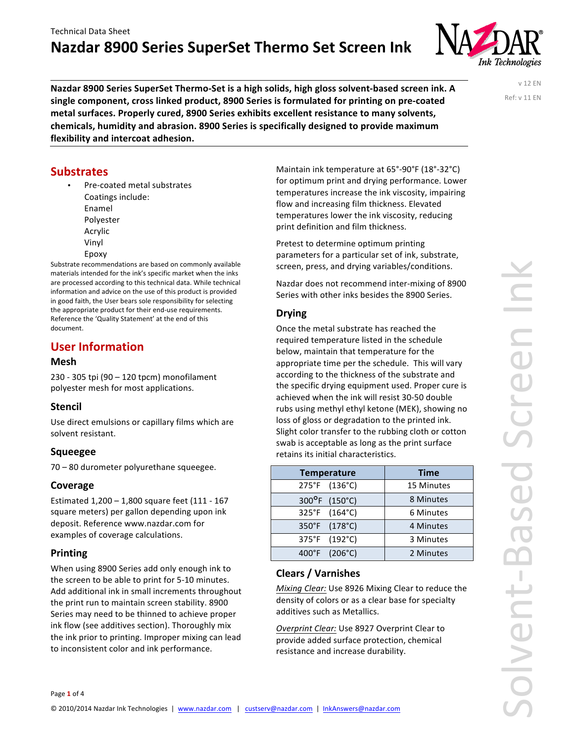Technical Data Sheet

# Nazdar 8900 Series SuperSet Thermo Set Screen Ink

v 12 EN

Ref: v 11 EN

**Nazdar 8900 Series SuperSet Thermo-Set is a high solids, high gloss solvent-based screen ink. A single component, cross linked product, 8900 Series is formulated for printing on pre-coated metal surfaces. Properly cured, 8900 Series exhibits excellent resistance to many solvents, chemicals, humidity and abrasion. 8900 Series is specifically designed to provide maximum flexibility and intercoat adhesion.**

## Substrates

- Pre-coated metal substrates
  Coatings include:
  Enamel
  Polyester
  Acrylic
  Vinyl
  Epoxy

Substrate recommendations are based on commonly available materials intended for the ink's specific market when the inks are processed according to this technical data. While technical information and advice on the use of this product is provided in good faith, the User bears sole responsibility for selecting the appropriate product for their end-use requirements. Reference the 'Quality Statement' at the end of this document.

## User Information

### Mesh

230 - 305 tpi (90 – 120 tpcm) monofilament polyester mesh for most applications.

### Stencil

Use direct emulsions or capillary films which are solvent resistant.

### Squeegee

70 – 80 durometer polyurethane squeegee.

### Coverage

Estimated 1,200 – 1,800 square feet (111 - 167 square meters) per gallon depending upon ink deposit. Reference www.nazdar.com for examples of coverage calculations.

### Printing

When using 8900 Series add only enough ink to the screen to be able to print for 5-10 minutes. Add additional ink in small increments throughout the print run to maintain screen stability. 8900 Series may need to be thinned to achieve proper ink flow (see additives section). Thoroughly mix the ink prior to printing. Improper mixing can lead to inconsistent color and ink performance.

Maintain ink temperature at 65°-90°F (18°-32°C) for optimum print and drying performance. Lower temperatures increase the ink viscosity, impairing flow and increasing film thickness. Elevated temperatures lower the ink viscosity, reducing print definition and film thickness.

Pretest to determine optimum printing parameters for a particular set of ink, substrate, screen, press, and drying variables/conditions.

Nazdar does not recommend inter-mixing of 8900 Series with other inks besides the 8900 Series.

### Drying

Once the metal substrate has reached the required temperature listed in the schedule below, maintain that temperature for the appropriate time per the schedule. This will vary according to the thickness of the substrate and the specific drying equipment used. Proper cure is achieved when the ink will resist 30-50 double rubs using methyl ethyl ketone (MEK), showing no loss of gloss or degradation to the printed ink. Slight color transfer to the rubbing cloth or cotton swab is acceptable as long as the print surface retains its initial characteristics.

| Temperature | Time |
|---|---|
| 275°F (136°C) | 15 Minutes |
| 300°F (150°C) | 8 Minutes |
| 325°F (164°C) | 6 Minutes |
| 350°F (178°C) | 4 Minutes |
| 375°F (192°C) | 3 Minutes |
| 400°F (206°C) | 2 Minutes |

### Clears / Varnishes

*Mixing Clear:* Use 8926 Mixing Clear to reduce the density of colors or as a clear base for specialty additives such as Metallics.

*Overprint Clear:* Use 8927 Overprint Clear to provide added surface protection, chemical resistance and increase durability.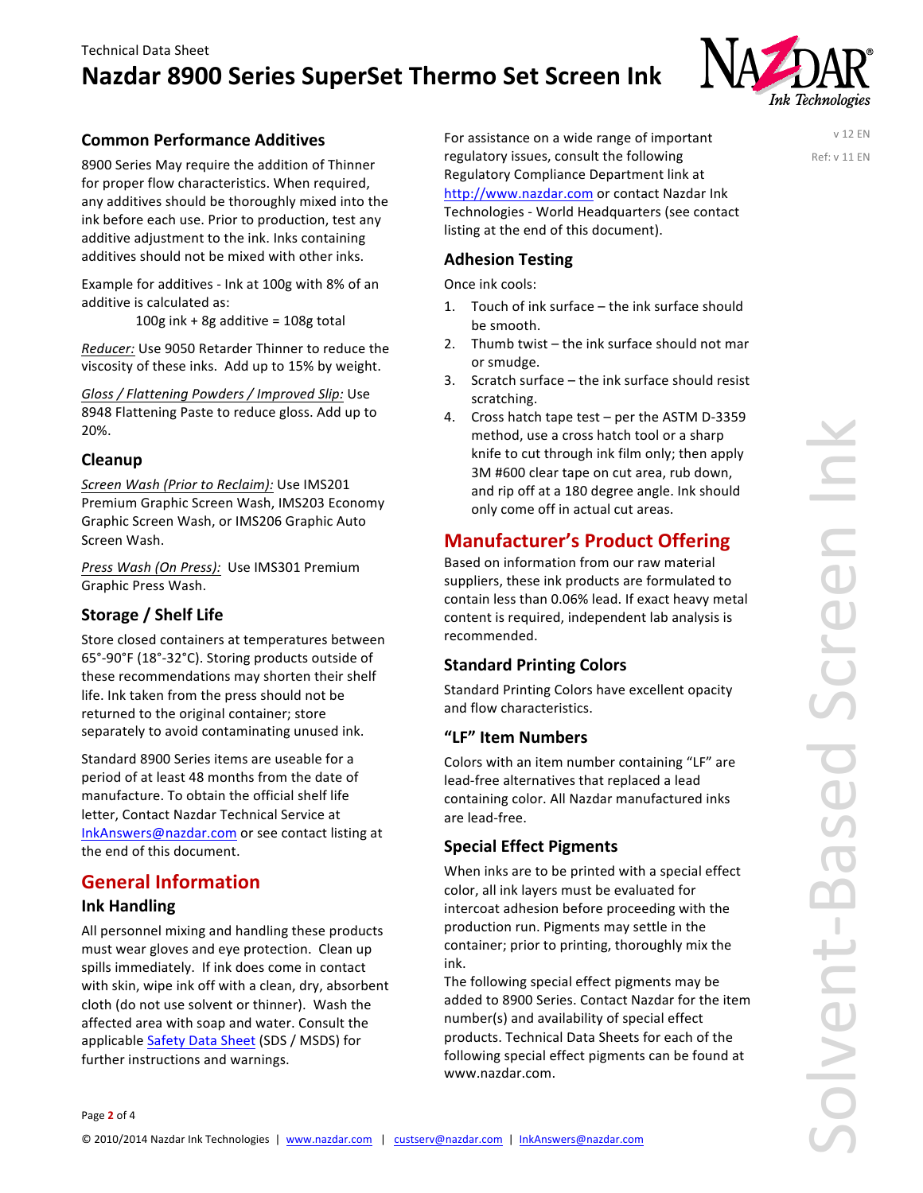## Common Performance Additives

8900 Series May require the addition of Thinner for proper flow characteristics. When required, any additives should be thoroughly mixed into the ink before each use. Prior to production, test any additive adjustment to the ink. Inks containing additives should not be mixed with other inks.

Example for additives - Ink at 100g with 8% of an additive is calculated as:

100g ink + 8g additive = 108g total

*Reducer:* Use 9050 Retarder Thinner to reduce the viscosity of these inks. Add up to 15% by weight.

*Gloss / Flattening Powders / Improved Slip:* Use 8948 Flattening Paste to reduce gloss. Add up to 20%.

## Cleanup

*Screen Wash (Prior to Reclaim):* Use IMS201 Premium Graphic Screen Wash, IMS203 Economy Graphic Screen Wash, or IMS206 Graphic Auto Screen Wash.

*Press Wash (On Press):* Use IMS301 Premium Graphic Press Wash.

## Storage / Shelf Life

Store closed containers at temperatures between 65°-90°F (18°-32°C). Storing products outside of these recommendations may shorten their shelf life. Ink taken from the press should not be returned to the original container; store separately to avoid contaminating unused ink.

Standard 8900 Series items are useable for a period of at least 48 months from the date of manufacture. To obtain the official shelf life letter, Contact Nazdar Technical Service at InkAnswers@nazdar.com or see contact listing at the end of this document.

# General Information

## Ink Handling

All personnel mixing and handling these products must wear gloves and eye protection. Clean up spills immediately. If ink does come in contact with skin, wipe ink off with a clean, dry, absorbent cloth (do not use solvent or thinner). Wash the affected area with soap and water. Consult the applicable Safety Data Sheet (SDS / MSDS) for further instructions and warnings.

For assistance on a wide range of important regulatory issues, consult the following Regulatory Compliance Department link at http://www.nazdar.com or contact Nazdar Ink Technologies - World Headquarters (see contact listing at the end of this document).

## Adhesion Testing

Once ink cools:

1. Touch of ink surface – the ink surface should be smooth.
2. Thumb twist – the ink surface should not mar or smudge.
3. Scratch surface – the ink surface should resist scratching.
4. Cross hatch tape test – per the ASTM D-3359 method, use a cross hatch tool or a sharp knife to cut through ink film only; then apply 3M #600 clear tape on cut area, rub down, and rip off at a 180 degree angle. Ink should only come off in actual cut areas.

# Manufacturer's Product Offering

Based on information from our raw material suppliers, these ink products are formulated to contain less than 0.06% lead. If exact heavy metal content is required, independent lab analysis is recommended.

## Standard Printing Colors

Standard Printing Colors have excellent opacity and flow characteristics.

## "LF" Item Numbers

Colors with an item number containing "LF" are lead-free alternatives that replaced a lead containing color. All Nazdar manufactured inks are lead-free.

## Special Effect Pigments

When inks are to be printed with a special effect color, all ink layers must be evaluated for intercoat adhesion before proceeding with the production run. Pigments may settle in the container; prior to printing, thoroughly mix the ink.

The following special effect pigments may be added to 8900 Series. Contact Nazdar for the item number(s) and availability of special effect products. Technical Data Sheets for each of the following special effect pigments can be found at www.nazdar.com.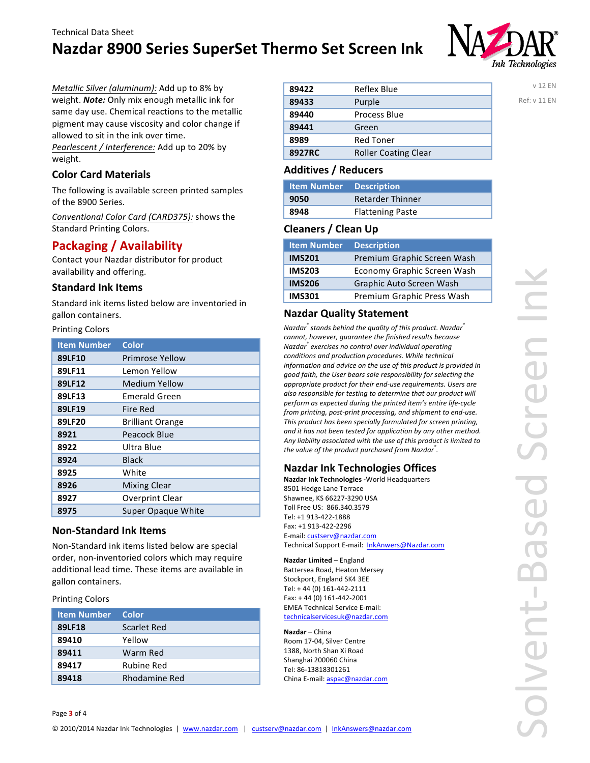*Metallic Silver (aluminum):* Add up to 8% by weight. ***Note:*** Only mix enough metallic ink for same day use. Chemical reactions to the metallic pigment may cause viscosity and color change if allowed to sit in the ink over time.
*Pearlescent / Interference:* Add up to 20% by weight.

### Color Card Materials

The following is available screen printed samples of the 8900 Series.

*Conventional Color Card (CARD375):* shows the Standard Printing Colors.

## Packaging / Availability

Contact your Nazdar distributor for product availability and offering.

### Standard Ink Items

Standard ink items listed below are inventoried in gallon containers.

Printing Colors

| Item Number | Color |
|---|---|
| **89LF10** | Primrose Yellow |
| **89LF11** | Lemon Yellow |
| **89LF12** | Medium Yellow |
| **89LF13** | Emerald Green |
| **89LF19** | Fire Red |
| **89LF20** | Brilliant Orange |
| **8921** | Peacock Blue |
| **8922** | Ultra Blue |
| **8924** | Black |
| **8925** | White |
| **8926** | Mixing Clear |
| **8927** | Overprint Clear |
| **8975** | Super Opaque White |

### Non-Standard Ink Items

Non-Standard ink items listed below are special order, non-inventoried colors which may require additional lead time. These items are available in gallon containers.

Printing Colors

| Item Number | Color |
|---|---|
| **89LF18** | Scarlet Red |
| **89410** | Yellow |
| **89411** | Warm Red |
| **89417** | Rubine Red |
| **89418** | Rhodamine Red |
| **89422** | Reflex Blue |
| **89433** | Purple |
| **89440** | Process Blue |
| **89441** | Green |
| **8989** | Red Toner |
| **8927RC** | Roller Coating Clear |

### Additives / Reducers

| Item Number | Description |
|---|---|
| **9050** | Retarder Thinner |
| **8948** | Flattening Paste |

### Cleaners / Clean Up

| Item Number | Description |
|---|---|
| **IMS201** | Premium Graphic Screen Wash |
| **IMS203** | Economy Graphic Screen Wash |
| **IMS206** | Graphic Auto Screen Wash |
| **IMS301** | Premium Graphic Press Wash |

### Nazdar Quality Statement

*Nazdar® stands behind the quality of this product. Nazdar® cannot, however, guarantee the finished results because Nazdar® exercises no control over individual operating conditions and production procedures. While technical information and advice on the use of this product is provided in good faith, the User bears sole responsibility for selecting the appropriate product for their end-use requirements. Users are also responsible for testing to determine that our product will perform as expected during the printed item's entire life-cycle from printing, post-print processing, and shipment to end-use. This product has been specially formulated for screen printing, and it has not been tested for application by any other method. Any liability associated with the use of this product is limited to the value of the product purchased from Nazdar®.*

### Nazdar Ink Technologies Offices

**Nazdar Ink Technologies -**World Headquarters
8501 Hedge Lane Terrace
Shawnee, KS 66227-3290 USA
Toll Free US: 866.340.3579
Tel: +1 913-422-1888
Fax: +1 913-422-2296
E-mail: custserv@nazdar.com
Technical Support E-mail: InkAnwers@Nazdar.com

**Nazdar Limited** – England
Battersea Road, Heaton Mersey
Stockport, England SK4 3EE
Tel: + 44 (0) 161-442-2111
Fax: + 44 (0) 161-442-2001
EMEA Technical Service E-mail:
technicalservicesuk@nazdar.com

**Nazdar** – China
Room 17-04, Silver Centre
1388, North Shan Xi Road
Shanghai 200060 China
Tel: 86-13818301261
China E-mail: aspac@nazdar.com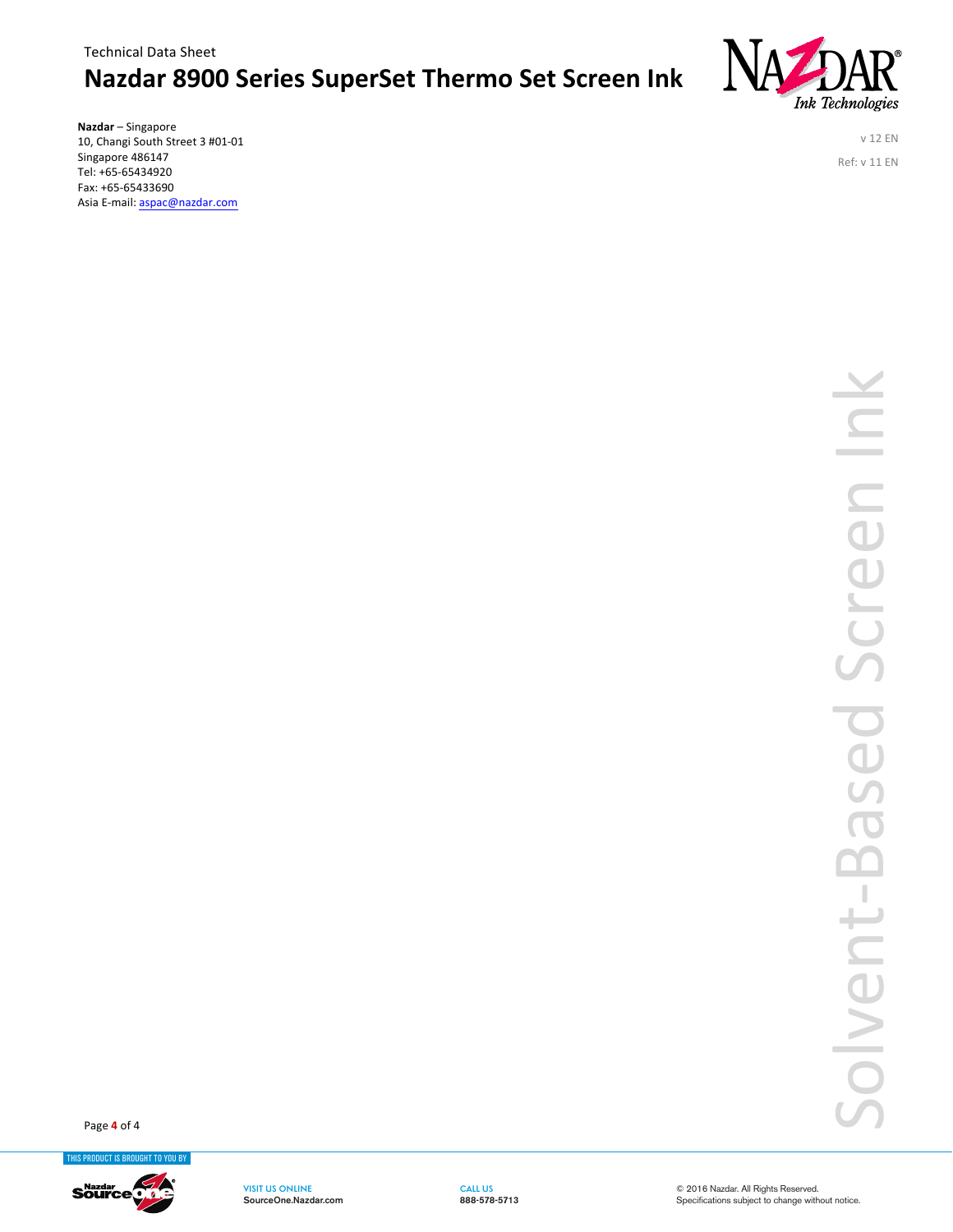**Nazdar** – Singapore
10, Changi South Street 3 #01-01
Singapore 486147
Tel: +65-65434920
Fax: +65-65433690
Asia E-mail: aspac@nazdar.com